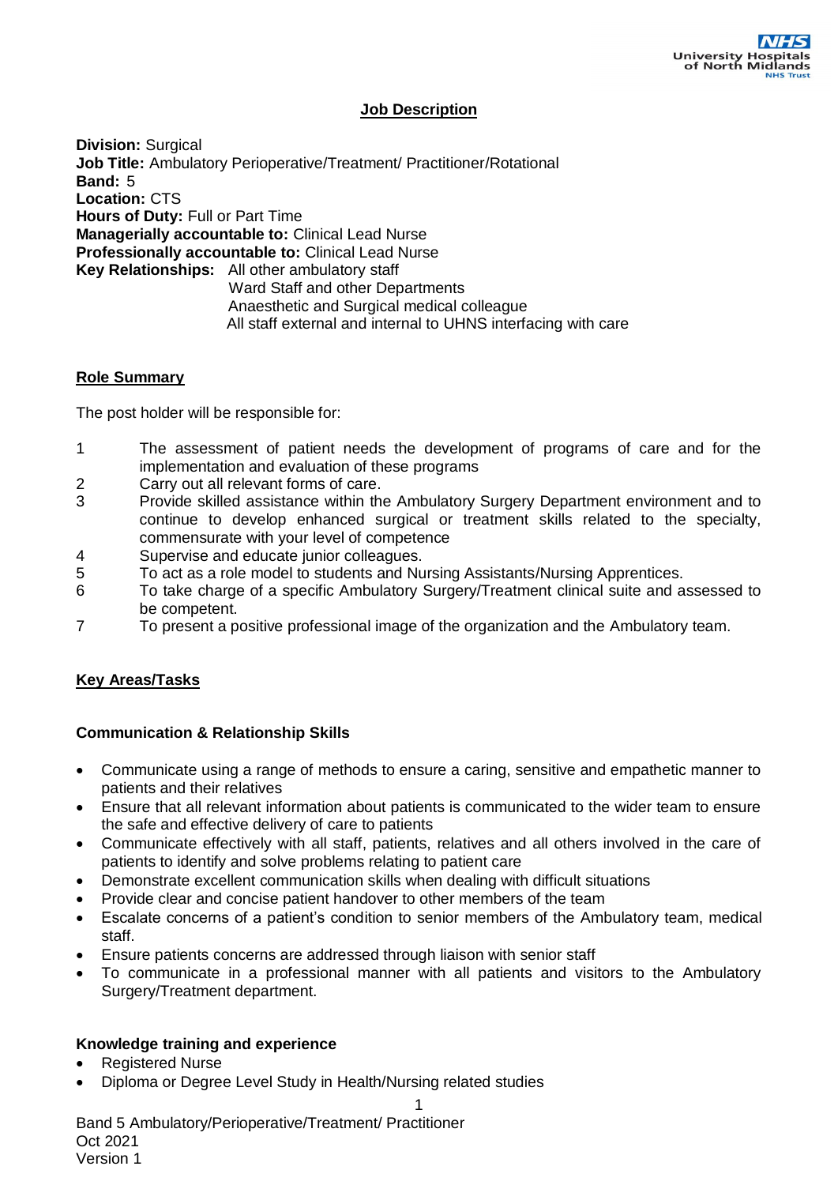# Job Description

**Division:** Surgical
**Job Title:** Ambulatory Perioperative/Treatment/ Practitioner/Rotational
**Band:** 5
**Location:** CTS
**Hours of Duty:** Full or Part Time
**Managerially accountable to:** Clinical Lead Nurse
**Professionally accountable to:** Clinical Lead Nurse
**Key Relationships:** All other ambulatory staff
Ward Staff and other Departments
Anaesthetic and Surgical medical colleague
All staff external and internal to UHNS interfacing with care

## Role Summary

The post holder will be responsible for:

1. The assessment of patient needs the development of programs of care and for the implementation and evaluation of these programs
2. Carry out all relevant forms of care.
3. Provide skilled assistance within the Ambulatory Surgery Department environment and to continue to develop enhanced surgical or treatment skills related to the specialty, commensurate with your level of competence
4. Supervise and educate junior colleagues.
5. To act as a role model to students and Nursing Assistants/Nursing Apprentices.
6. To take charge of a specific Ambulatory Surgery/Treatment clinical suite and assessed to be competent.
7. To present a positive professional image of the organization and the Ambulatory team.

## Key Areas/Tasks

### Communication & Relationship Skills

- Communicate using a range of methods to ensure a caring, sensitive and empathetic manner to patients and their relatives
- Ensure that all relevant information about patients is communicated to the wider team to ensure the safe and effective delivery of care to patients
- Communicate effectively with all staff, patients, relatives and all others involved in the care of patients to identify and solve problems relating to patient care
- Demonstrate excellent communication skills when dealing with difficult situations
- Provide clear and concise patient handover to other members of the team
- Escalate concerns of a patient's condition to senior members of the Ambulatory team, medical staff.
- Ensure patients concerns are addressed through liaison with senior staff
- To communicate in a professional manner with all patients and visitors to the Ambulatory Surgery/Treatment department.

### Knowledge training and experience

- Registered Nurse
- Diploma or Degree Level Study in Health/Nursing related studies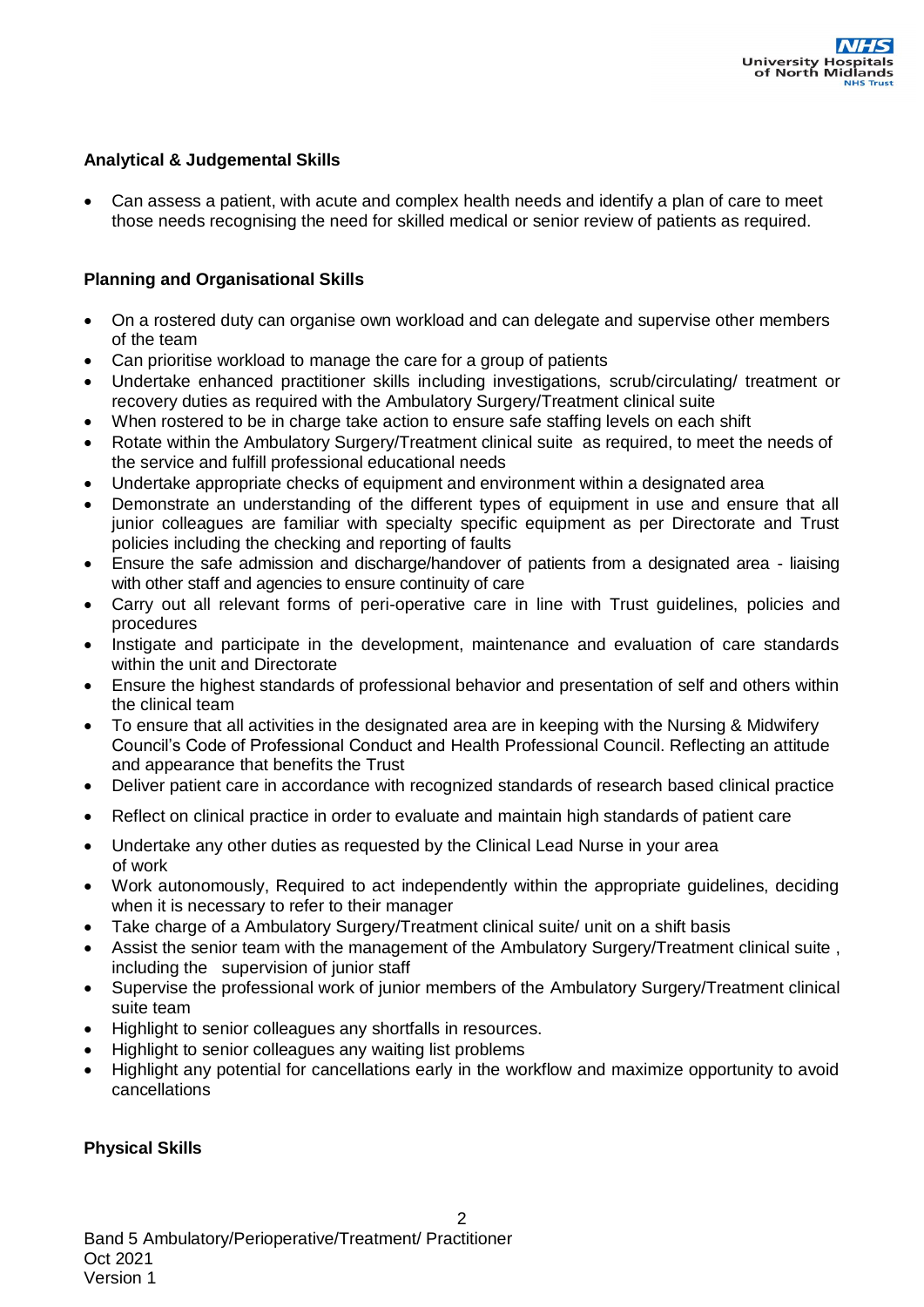**Analytical & Judgemental Skills**

- Can assess a patient, with acute and complex health needs and identify a plan of care to meet those needs recognising the need for skilled medical or senior review of patients as required.

**Planning and Organisational Skills**

- On a rostered duty can organise own workload and can delegate and supervise other members of the team
- Can prioritise workload to manage the care for a group of patients
- Undertake enhanced practitioner skills including investigations, scrub/circulating/ treatment or recovery duties as required with the Ambulatory Surgery/Treatment clinical suite
- When rostered to be in charge take action to ensure safe staffing levels on each shift
- Rotate within the Ambulatory Surgery/Treatment clinical suite as required, to meet the needs of the service and fulfill professional educational needs
- Undertake appropriate checks of equipment and environment within a designated area
- Demonstrate an understanding of the different types of equipment in use and ensure that all junior colleagues are familiar with specialty specific equipment as per Directorate and Trust policies including the checking and reporting of faults
- Ensure the safe admission and discharge/handover of patients from a designated area - liaising with other staff and agencies to ensure continuity of care
- Carry out all relevant forms of peri-operative care in line with Trust guidelines, policies and procedures
- Instigate and participate in the development, maintenance and evaluation of care standards within the unit and Directorate
- Ensure the highest standards of professional behavior and presentation of self and others within the clinical team
- To ensure that all activities in the designated area are in keeping with the Nursing & Midwifery Council's Code of Professional Conduct and Health Professional Council. Reflecting an attitude and appearance that benefits the Trust
- Deliver patient care in accordance with recognized standards of research based clinical practice
- Reflect on clinical practice in order to evaluate and maintain high standards of patient care
- Undertake any other duties as requested by the Clinical Lead Nurse in your area of work
- Work autonomously, Required to act independently within the appropriate guidelines, deciding when it is necessary to refer to their manager
- Take charge of a Ambulatory Surgery/Treatment clinical suite/ unit on a shift basis
- Assist the senior team with the management of the Ambulatory Surgery/Treatment clinical suite , including the supervision of junior staff
- Supervise the professional work of junior members of the Ambulatory Surgery/Treatment clinical suite team
- Highlight to senior colleagues any shortfalls in resources.
- Highlight to senior colleagues any waiting list problems
- Highlight any potential for cancellations early in the workflow and maximize opportunity to avoid cancellations

**Physical Skills**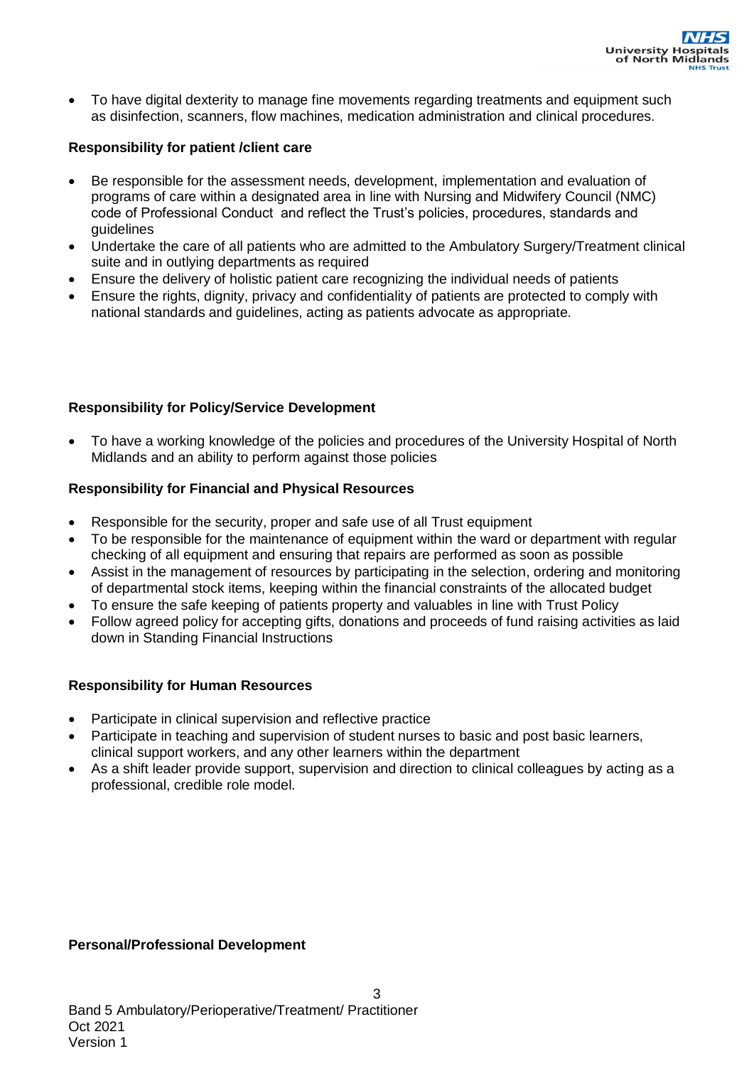- To have digital dexterity to manage fine movements regarding treatments and equipment such as disinfection, scanners, flow machines, medication administration and clinical procedures.

**Responsibility for patient /client care**

- Be responsible for the assessment needs, development, implementation and evaluation of programs of care within a designated area in line with Nursing and Midwifery Council (NMC) code of Professional Conduct and reflect the Trust's policies, procedures, standards and guidelines
- Undertake the care of all patients who are admitted to the Ambulatory Surgery/Treatment clinical suite and in outlying departments as required
- Ensure the delivery of holistic patient care recognizing the individual needs of patients
- Ensure the rights, dignity, privacy and confidentiality of patients are protected to comply with national standards and guidelines, acting as patients advocate as appropriate.

**Responsibility for Policy/Service Development**

- To have a working knowledge of the policies and procedures of the University Hospital of North Midlands and an ability to perform against those policies

**Responsibility for Financial and Physical Resources**

- Responsible for the security, proper and safe use of all Trust equipment
- To be responsible for the maintenance of equipment within the ward or department with regular checking of all equipment and ensuring that repairs are performed as soon as possible
- Assist in the management of resources by participating in the selection, ordering and monitoring of departmental stock items, keeping within the financial constraints of the allocated budget
- To ensure the safe keeping of patients property and valuables in line with Trust Policy
- Follow agreed policy for accepting gifts, donations and proceeds of fund raising activities as laid down in Standing Financial Instructions

**Responsibility for Human Resources**

- Participate in clinical supervision and reflective practice
- Participate in teaching and supervision of student nurses to basic and post basic learners, clinical support workers, and any other learners within the department
- As a shift leader provide support, supervision and direction to clinical colleagues by acting as a professional, credible role model.

**Personal/Professional Development**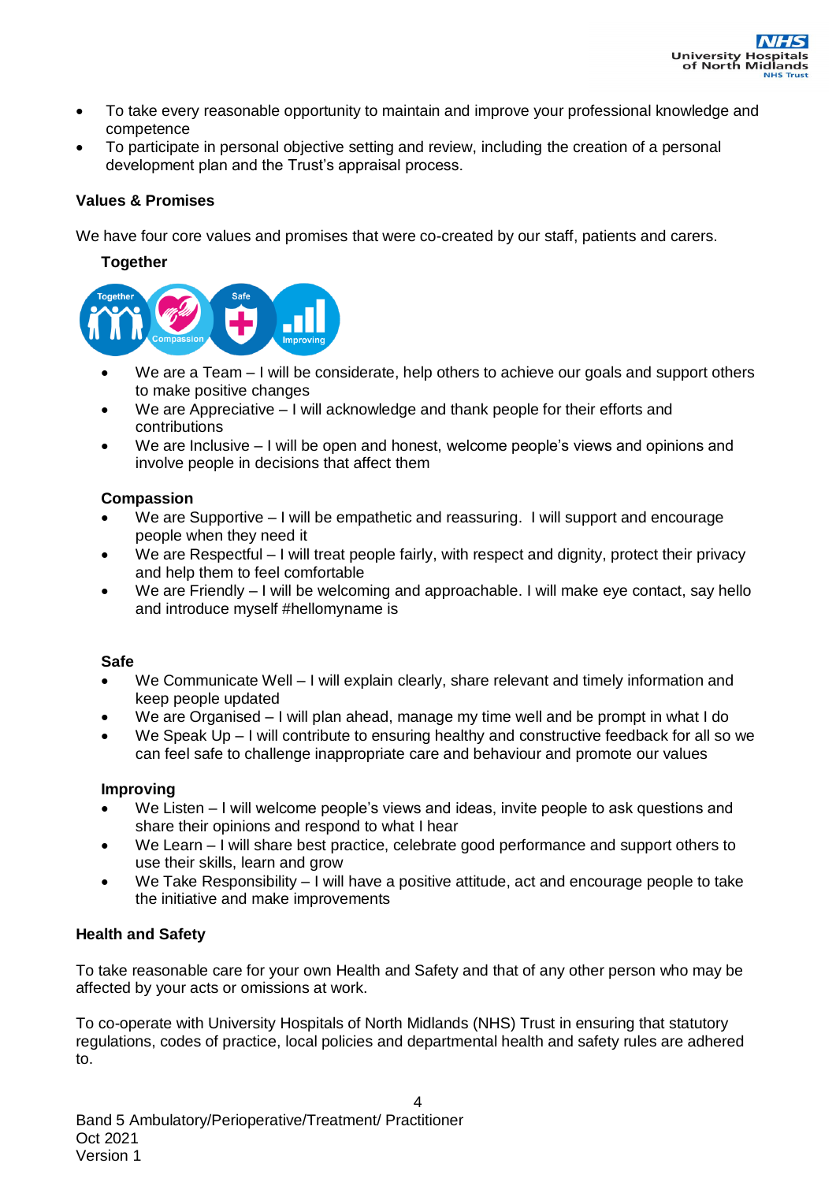- To take every reasonable opportunity to maintain and improve your professional knowledge and competence
- To participate in personal objective setting and review, including the creation of a personal development plan and the Trust's appraisal process.

**Values & Promises**

We have four core values and promises that were co-created by our staff, patients and carers.

**Together**

- We are a Team – I will be considerate, help others to achieve our goals and support others to make positive changes
- We are Appreciative – I will acknowledge and thank people for their efforts and contributions
- We are Inclusive – I will be open and honest, welcome people's views and opinions and involve people in decisions that affect them

**Compassion**

- We are Supportive – I will be empathetic and reassuring. I will support and encourage people when they need it
- We are Respectful – I will treat people fairly, with respect and dignity, protect their privacy and help them to feel comfortable
- We are Friendly – I will be welcoming and approachable. I will make eye contact, say hello and introduce myself #hellomyname is

**Safe**

- We Communicate Well – I will explain clearly, share relevant and timely information and keep people updated
- We are Organised – I will plan ahead, manage my time well and be prompt in what I do
- We Speak Up – I will contribute to ensuring healthy and constructive feedback for all so we can feel safe to challenge inappropriate care and behaviour and promote our values

**Improving**

- We Listen – I will welcome people's views and ideas, invite people to ask questions and share their opinions and respond to what I hear
- We Learn – I will share best practice, celebrate good performance and support others to use their skills, learn and grow
- We Take Responsibility – I will have a positive attitude, act and encourage people to take the initiative and make improvements

**Health and Safety**

To take reasonable care for your own Health and Safety and that of any other person who may be affected by your acts or omissions at work.

To co-operate with University Hospitals of North Midlands (NHS) Trust in ensuring that statutory regulations, codes of practice, local policies and departmental health and safety rules are adhered to.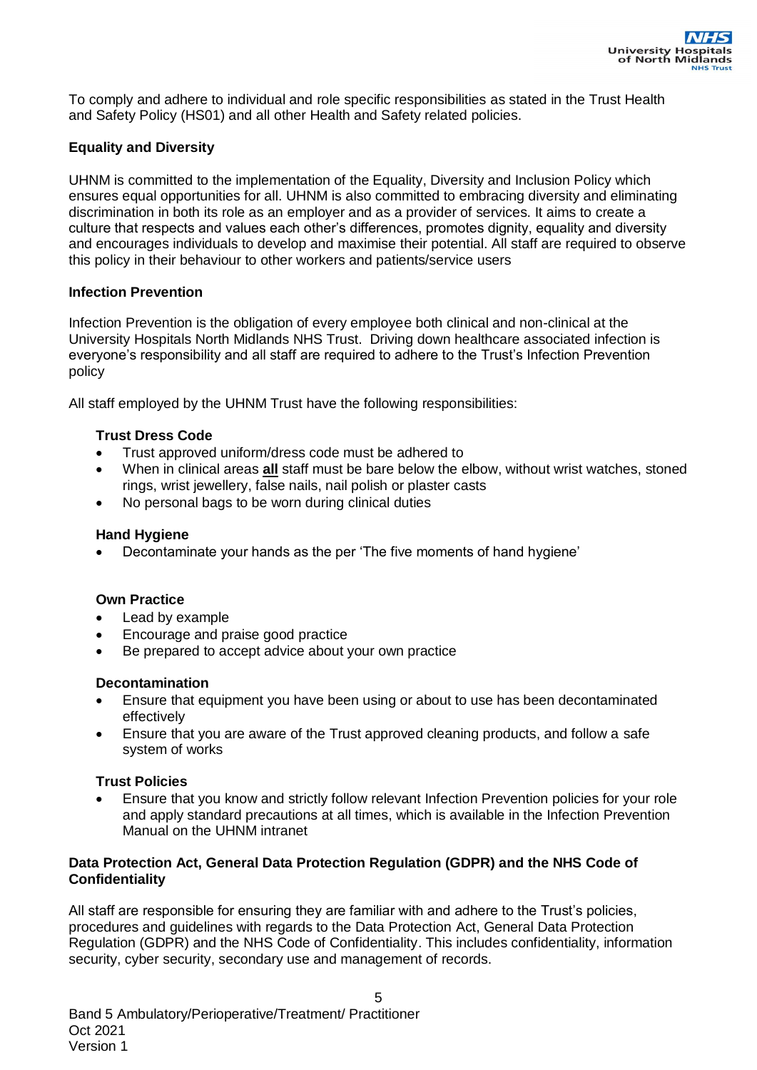To comply and adhere to individual and role specific responsibilities as stated in the Trust Health and Safety Policy (HS01) and all other Health and Safety related policies.

**Equality and Diversity**

UHNM is committed to the implementation of the Equality, Diversity and Inclusion Policy which ensures equal opportunities for all. UHNM is also committed to embracing diversity and eliminating discrimination in both its role as an employer and as a provider of services. It aims to create a culture that respects and values each other's differences, promotes dignity, equality and diversity and encourages individuals to develop and maximise their potential. All staff are required to observe this policy in their behaviour to other workers and patients/service users

**Infection Prevention**

Infection Prevention is the obligation of every employee both clinical and non-clinical at the University Hospitals North Midlands NHS Trust. Driving down healthcare associated infection is everyone's responsibility and all staff are required to adhere to the Trust's Infection Prevention policy

All staff employed by the UHNM Trust have the following responsibilities:

**Trust Dress Code**

- Trust approved uniform/dress code must be adhered to
- When in clinical areas **all** staff must be bare below the elbow, without wrist watches, stoned rings, wrist jewellery, false nails, nail polish or plaster casts
- No personal bags to be worn during clinical duties

**Hand Hygiene**

- Decontaminate your hands as the per 'The five moments of hand hygiene'

**Own Practice**

- Lead by example
- Encourage and praise good practice
- Be prepared to accept advice about your own practice

**Decontamination**

- Ensure that equipment you have been using or about to use has been decontaminated effectively
- Ensure that you are aware of the Trust approved cleaning products, and follow a safe system of works

**Trust Policies**

- Ensure that you know and strictly follow relevant Infection Prevention policies for your role and apply standard precautions at all times, which is available in the Infection Prevention Manual on the UHNM intranet

**Data Protection Act, General Data Protection Regulation (GDPR) and the NHS Code of Confidentiality**

All staff are responsible for ensuring they are familiar with and adhere to the Trust's policies, procedures and guidelines with regards to the Data Protection Act, General Data Protection Regulation (GDPR) and the NHS Code of Confidentiality. This includes confidentiality, information security, cyber security, secondary use and management of records.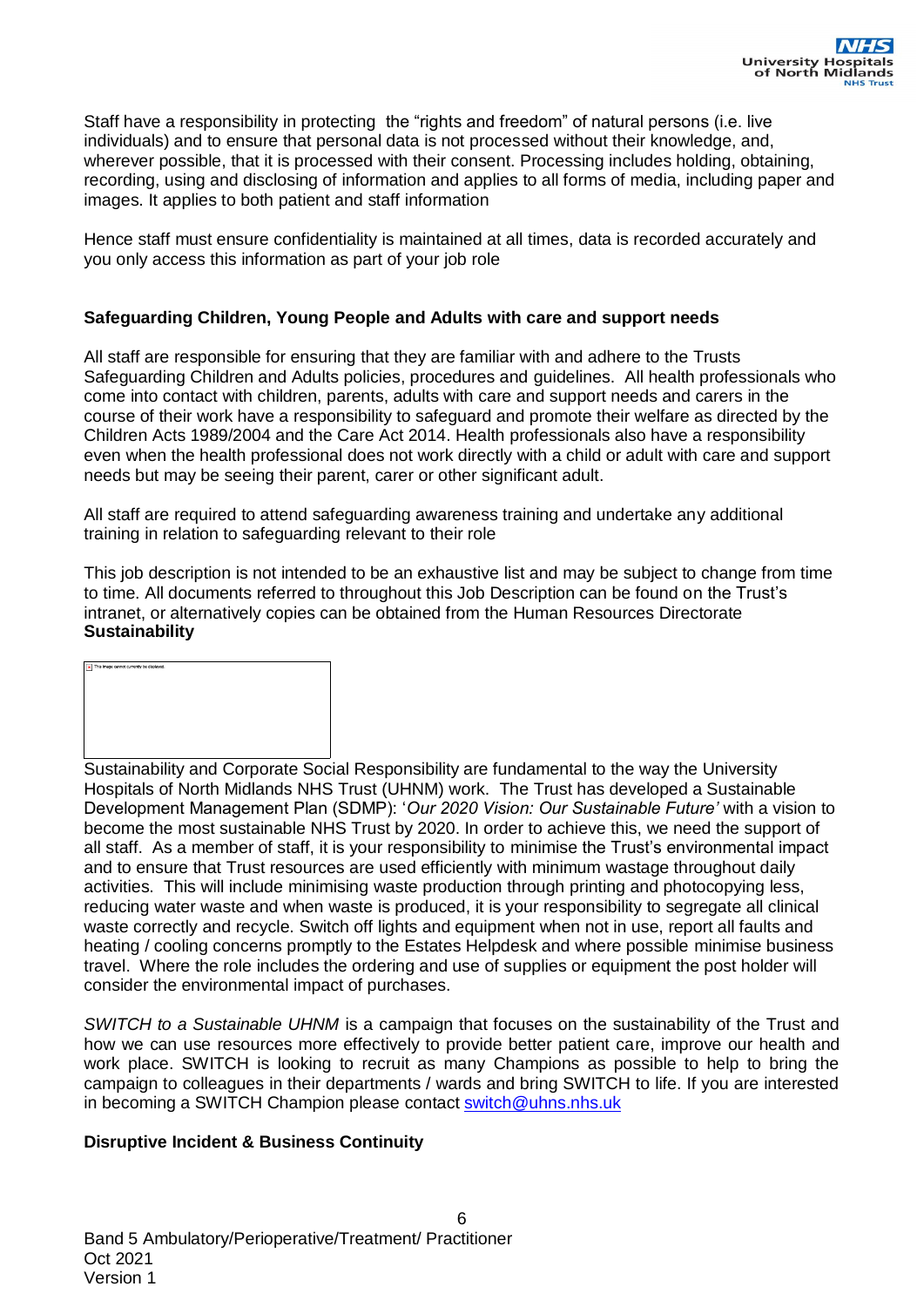Staff have a responsibility in protecting the "rights and freedom" of natural persons (i.e. live individuals) and to ensure that personal data is not processed without their knowledge, and, wherever possible, that it is processed with their consent. Processing includes holding, obtaining, recording, using and disclosing of information and applies to all forms of media, including paper and images. It applies to both patient and staff information

Hence staff must ensure confidentiality is maintained at all times, data is recorded accurately and you only access this information as part of your job role

**Safeguarding Children, Young People and Adults with care and support needs**

All staff are responsible for ensuring that they are familiar with and adhere to the Trusts Safeguarding Children and Adults policies, procedures and guidelines. All health professionals who come into contact with children, parents, adults with care and support needs and carers in the course of their work have a responsibility to safeguard and promote their welfare as directed by the Children Acts 1989/2004 and the Care Act 2014. Health professionals also have a responsibility even when the health professional does not work directly with a child or adult with care and support needs but may be seeing their parent, carer or other significant adult.

All staff are required to attend safeguarding awareness training and undertake any additional training in relation to safeguarding relevant to their role

This job description is not intended to be an exhaustive list and may be subject to change from time to time. All documents referred to throughout this Job Description can be found on the Trust's intranet, or alternatively copies can be obtained from the Human Resources Directorate

**Sustainability**

Sustainability and Corporate Social Responsibility are fundamental to the way the University Hospitals of North Midlands NHS Trust (UHNM) work. The Trust has developed a Sustainable Development Management Plan (SDMP): '*Our 2020 Vision: Our Sustainable Future'* with a vision to become the most sustainable NHS Trust by 2020. In order to achieve this, we need the support of all staff. As a member of staff, it is your responsibility to minimise the Trust's environmental impact and to ensure that Trust resources are used efficiently with minimum wastage throughout daily activities. This will include minimising waste production through printing and photocopying less, reducing water waste and when waste is produced, it is your responsibility to segregate all clinical waste correctly and recycle. Switch off lights and equipment when not in use, report all faults and heating / cooling concerns promptly to the Estates Helpdesk and where possible minimise business travel. Where the role includes the ordering and use of supplies or equipment the post holder will consider the environmental impact of purchases.

*SWITCH to a Sustainable UHNM* is a campaign that focuses on the sustainability of the Trust and how we can use resources more effectively to provide better patient care, improve our health and work place. SWITCH is looking to recruit as many Champions as possible to help to bring the campaign to colleagues in their departments / wards and bring SWITCH to life. If you are interested in becoming a SWITCH Champion please contact switch@uhns.nhs.uk

**Disruptive Incident & Business Continuity**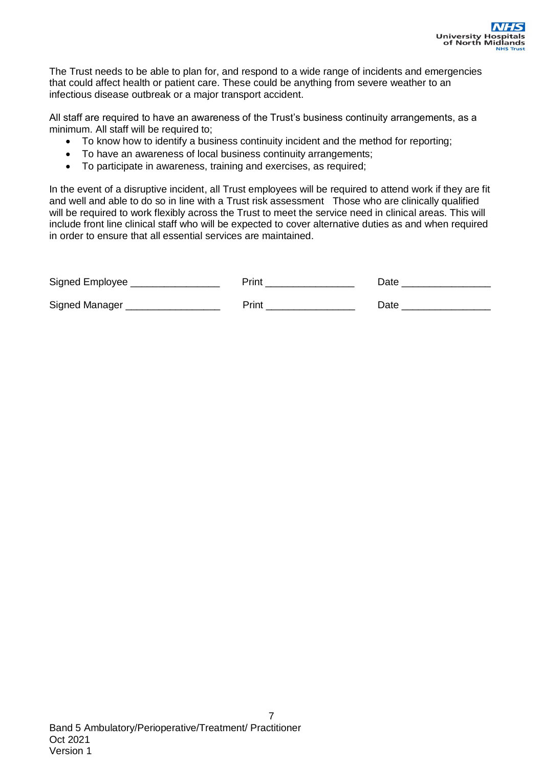The Trust needs to be able to plan for, and respond to a wide range of incidents and emergencies that could affect health or patient care. These could be anything from severe weather to an infectious disease outbreak or a major transport accident.

All staff are required to have an awareness of the Trust's business continuity arrangements, as a minimum. All staff will be required to;

- To know how to identify a business continuity incident and the method for reporting;
- To have an awareness of local business continuity arrangements;
- To participate in awareness, training and exercises, as required;

In the event of a disruptive incident, all Trust employees will be required to attend work if they are fit and well and able to do so in line with a Trust risk assessment   Those who are clinically qualified will be required to work flexibly across the Trust to meet the service need in clinical areas. This will include front line clinical staff who will be expected to cover alternative duties as and when required in order to ensure that all essential services are maintained.

Signed Employee ________________    Print ________________    Date ________________

Signed Manager _________________    Print ________________    Date ________________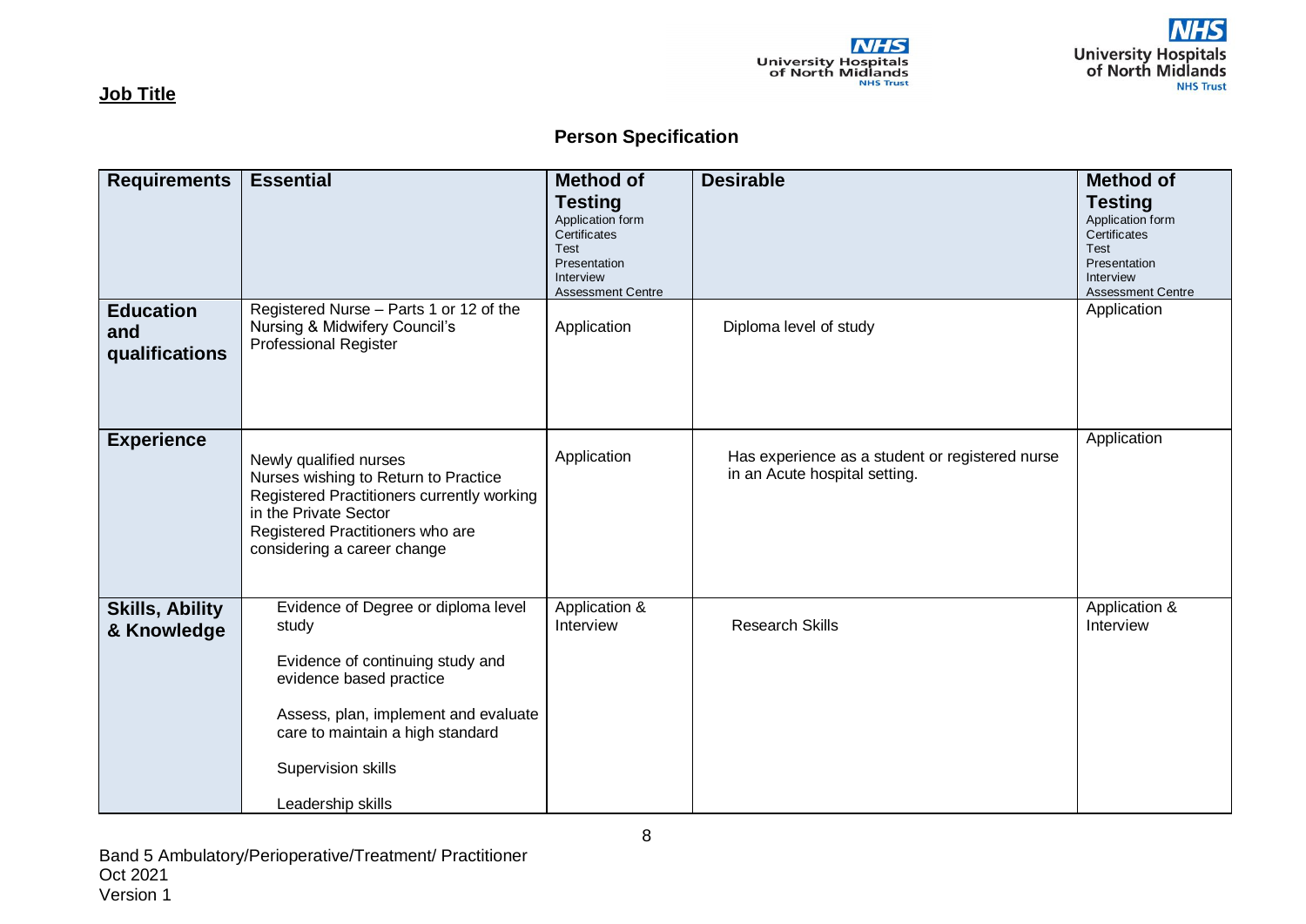**Job Title**

## Person Specification

| Requirements | Essential | Method of Testing<br>Application form<br>Certificates<br>Test<br>Presentation<br>Interview<br>Assessment Centre | Desirable | Method of Testing<br>Application form<br>Certificates<br>Test<br>Presentation<br>Interview<br>Assessment Centre |
|---|---|---|---|---|
| **Education and qualifications** | Registered Nurse – Parts 1 or 12 of the Nursing & Midwifery Council's Professional Register | Application | Diploma level of study | Application |
| **Experience** | Newly qualified nurses<br>Nurses wishing to Return to Practice<br>Registered Practitioners currently working in the Private Sector<br>Registered Practitioners who are considering a career change | Application | Has experience as a student or registered nurse in an Acute hospital setting. | Application |
| **Skills, Ability & Knowledge** | Evidence of Degree or diploma level study<br><br>Evidence of continuing study and evidence based practice<br><br>Assess, plan, implement and evaluate care to maintain a high standard<br><br>Supervision skills<br><br>Leadership skills | Application & Interview | Research Skills | Application & Interview |

Band 5 Ambulatory/Perioperative/Treatment/ Practitioner
Oct 2021
Version 1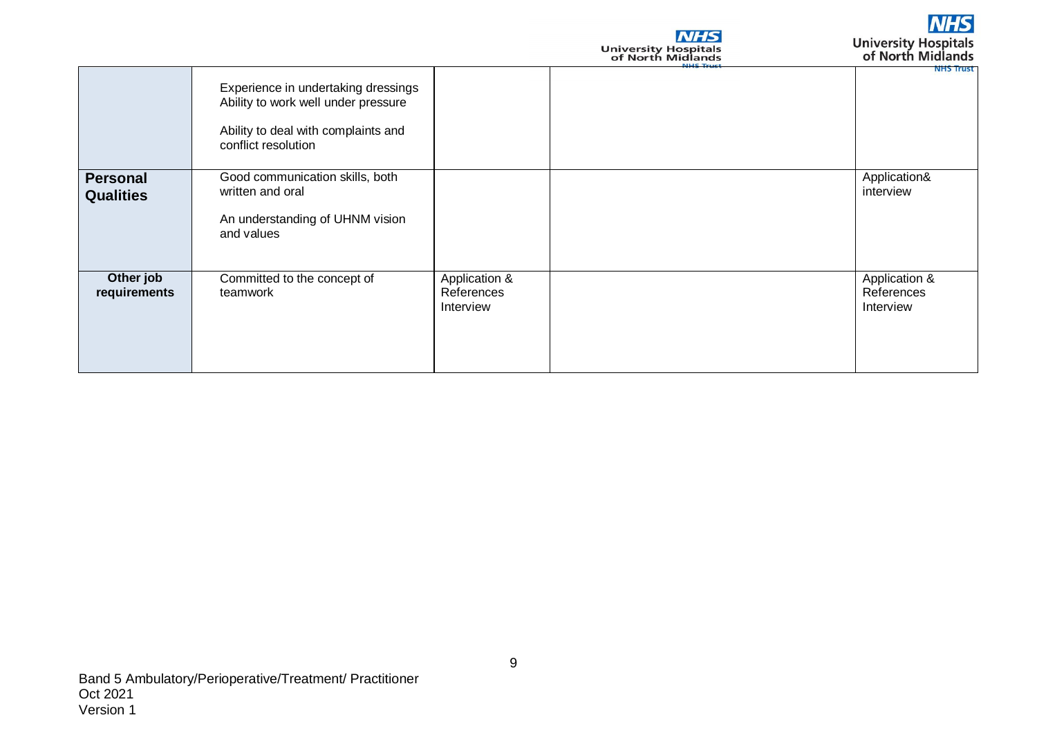| | | | | |
|---|---|---|---|---|
| | Experience in undertaking dressings<br>Ability to work well under pressure<br><br>Ability to deal with complaints and conflict resolution | | | |
| **Personal Qualities** | Good communication skills, both written and oral<br><br>An understanding of UHNM vision and values | | | Application& interview |
| **Other job requirements** | Committed to the concept of teamwork | Application & References Interview | | Application & References Interview |

Band 5 Ambulatory/Perioperative/Treatment/ Practitioner
Oct 2021
Version 1